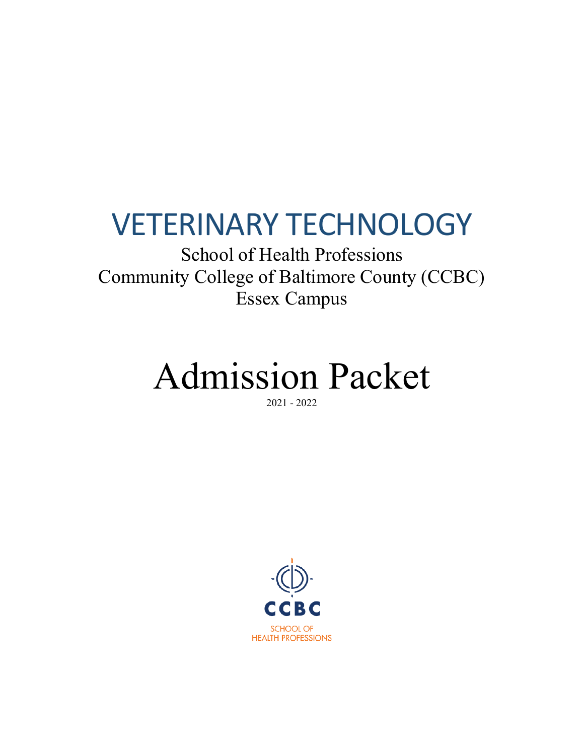# VETERINARY TECHNOLOGY

School of Health Professions
Community College of Baltimore County (CCBC)
Essex Campus

# Admission Packet

2021 - 2022

CCBC
SCHOOL OF
HEALTH PROFESSIONS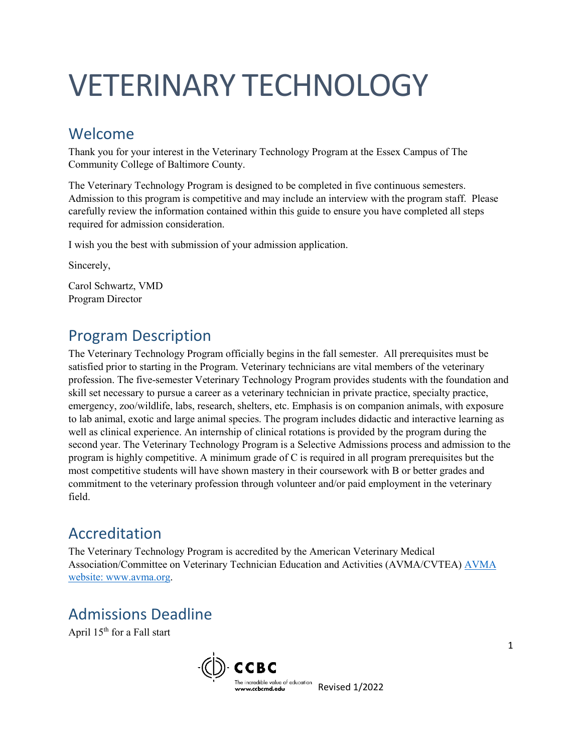# VETERINARY TECHNOLOGY

## Welcome

Thank you for your interest in the Veterinary Technology Program at the Essex Campus of The Community College of Baltimore County.

The Veterinary Technology Program is designed to be completed in five continuous semesters. Admission to this program is competitive and may include an interview with the program staff. Please carefully review the information contained within this guide to ensure you have completed all steps required for admission consideration.

I wish you the best with submission of your admission application.

Sincerely,

Carol Schwartz, VMD  
Program Director

## Program Description

The Veterinary Technology Program officially begins in the fall semester. All prerequisites must be satisfied prior to starting in the Program. Veterinary technicians are vital members of the veterinary profession. The five-semester Veterinary Technology Program provides students with the foundation and skill set necessary to pursue a career as a veterinary technician in private practice, specialty practice, emergency, zoo/wildlife, labs, research, shelters, etc. Emphasis is on companion animals, with exposure to lab animal, exotic and large animal species. The program includes didactic and interactive learning as well as clinical experience. An internship of clinical rotations is provided by the program during the second year. The Veterinary Technology Program is a Selective Admissions process and admission to the program is highly competitive. A minimum grade of C is required in all program prerequisites but the most competitive students will have shown mastery in their coursework with B or better grades and commitment to the veterinary profession through volunteer and/or paid employment in the veterinary field.

## Accreditation

The Veterinary Technology Program is accredited by the American Veterinary Medical Association/Committee on Veterinary Technician Education and Activities (AVMA/CVTEA) AVMA website: www.avma.org.

## Admissions Deadline

April 15th for a Fall start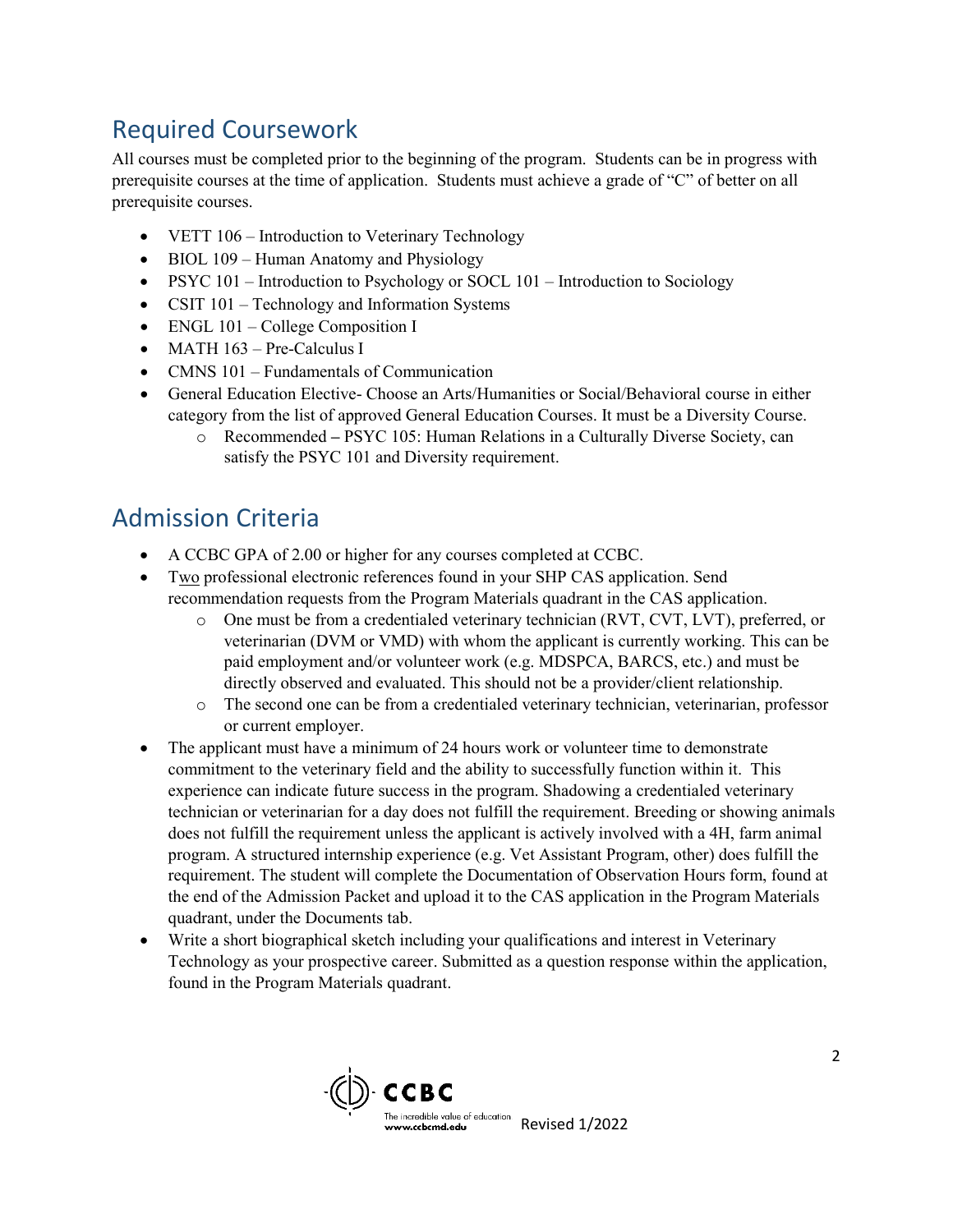## Required Coursework

All courses must be completed prior to the beginning of the program. Students can be in progress with prerequisite courses at the time of application. Students must achieve a grade of "C" of better on all prerequisite courses.

- VETT 106 – Introduction to Veterinary Technology
- BIOL 109 – Human Anatomy and Physiology
- PSYC 101 – Introduction to Psychology or SOCL 101 – Introduction to Sociology
- CSIT 101 – Technology and Information Systems
- ENGL 101 – College Composition I
- MATH 163 – Pre-Calculus I
- CMNS 101 – Fundamentals of Communication
- General Education Elective- Choose an Arts/Humanities or Social/Behavioral course in either category from the list of approved General Education Courses. It must be a Diversity Course.
  - Recommended **–** PSYC 105: Human Relations in a Culturally Diverse Society, can satisfy the PSYC 101 and Diversity requirement.

## Admission Criteria

- A CCBC GPA of 2.00 or higher for any courses completed at CCBC.
- Two professional electronic references found in your SHP CAS application. Send recommendation requests from the Program Materials quadrant in the CAS application.
  - One must be from a credentialed veterinary technician (RVT, CVT, LVT), preferred, or veterinarian (DVM or VMD) with whom the applicant is currently working. This can be paid employment and/or volunteer work (e.g. MDSPCA, BARCS, etc.) and must be directly observed and evaluated. This should not be a provider/client relationship.
  - The second one can be from a credentialed veterinary technician, veterinarian, professor or current employer.
- The applicant must have a minimum of 24 hours work or volunteer time to demonstrate commitment to the veterinary field and the ability to successfully function within it. This experience can indicate future success in the program. Shadowing a credentialed veterinary technician or veterinarian for a day does not fulfill the requirement. Breeding or showing animals does not fulfill the requirement unless the applicant is actively involved with a 4H, farm animal program. A structured internship experience (e.g. Vet Assistant Program, other) does fulfill the requirement. The student will complete the Documentation of Observation Hours form, found at the end of the Admission Packet and upload it to the CAS application in the Program Materials quadrant, under the Documents tab.
- Write a short biographical sketch including your qualifications and interest in Veterinary Technology as your prospective career. Submitted as a question response within the application, found in the Program Materials quadrant.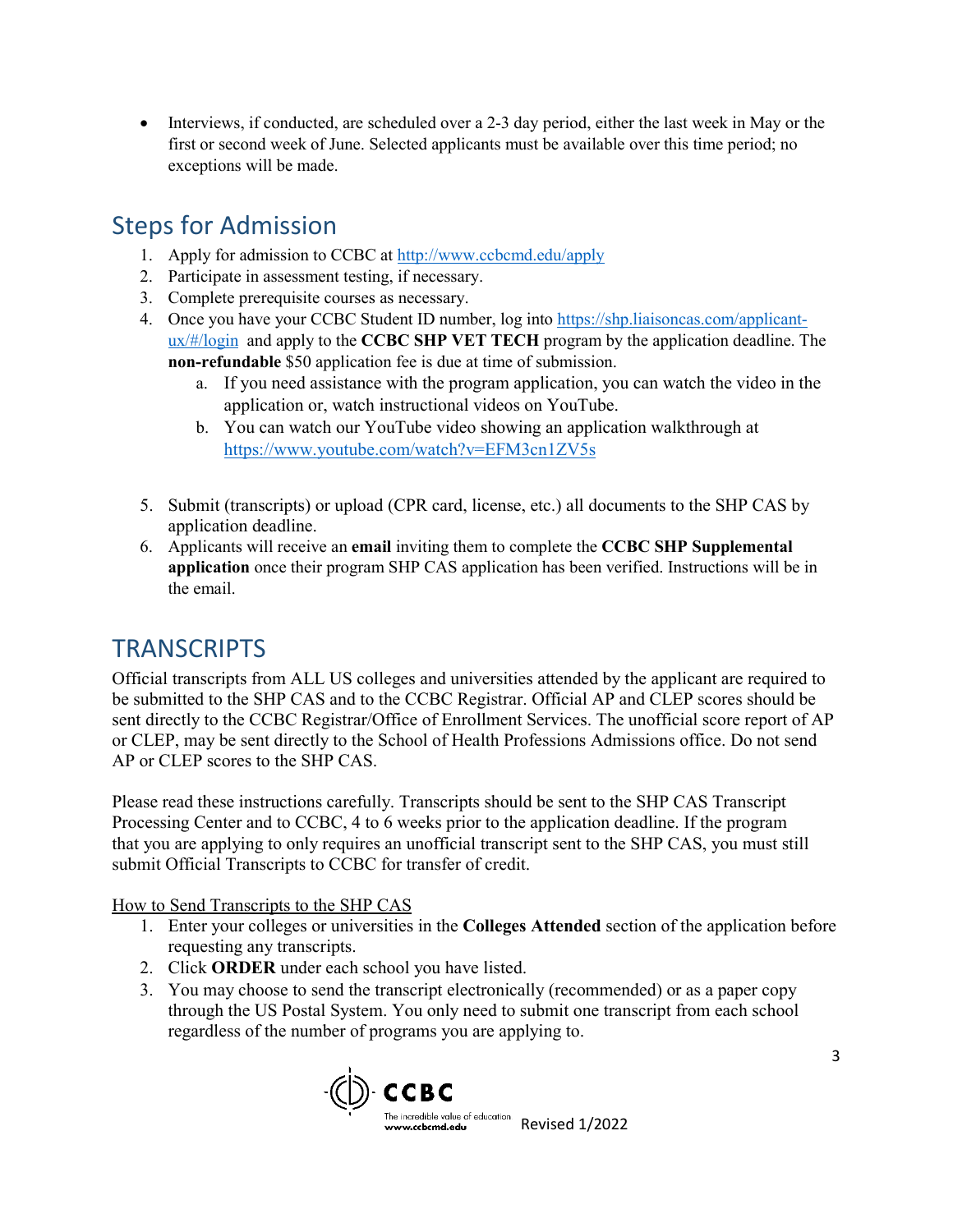- Interviews, if conducted, are scheduled over a 2-3 day period, either the last week in May or the first or second week of June. Selected applicants must be available over this time period; no exceptions will be made.

## Steps for Admission

1. Apply for admission to CCBC at http://www.ccbcmd.edu/apply
2. Participate in assessment testing, if necessary.
3. Complete prerequisite courses as necessary.
4. Once you have your CCBC Student ID number, log into https://shp.liaisoncas.com/applicant-ux/#/login and apply to the **CCBC SHP VET TECH** program by the application deadline. The **non-refundable** $50 application fee is due at time of submission.
   a. If you need assistance with the program application, you can watch the video in the application or, watch instructional videos on YouTube.
   b. You can watch our YouTube video showing an application walkthrough at https://www.youtube.com/watch?v=EFM3cn1ZV5s
5. Submit (transcripts) or upload (CPR card, license, etc.) all documents to the SHP CAS by application deadline.
6. Applicants will receive an **email** inviting them to complete the **CCBC SHP Supplemental application** once their program SHP CAS application has been verified. Instructions will be in the email.

## TRANSCRIPTS

Official transcripts from ALL US colleges and universities attended by the applicant are required to be submitted to the SHP CAS and to the CCBC Registrar. Official AP and CLEP scores should be sent directly to the CCBC Registrar/Office of Enrollment Services. The unofficial score report of AP or CLEP, may be sent directly to the School of Health Professions Admissions office. Do not send AP or CLEP scores to the SHP CAS.

Please read these instructions carefully. Transcripts should be sent to the SHP CAS Transcript Processing Center and to CCBC, 4 to 6 weeks prior to the application deadline. If the program that you are applying to only requires an unofficial transcript sent to the SHP CAS, you must still submit Official Transcripts to CCBC for transfer of credit.

<u>How to Send Transcripts to the SHP CAS</u>

1. Enter your colleges or universities in the **Colleges Attended** section of the application before requesting any transcripts.
2. Click **ORDER** under each school you have listed.
3. You may choose to send the transcript electronically (recommended) or as a paper copy through the US Postal System. You only need to submit one transcript from each school regardless of the number of programs you are applying to.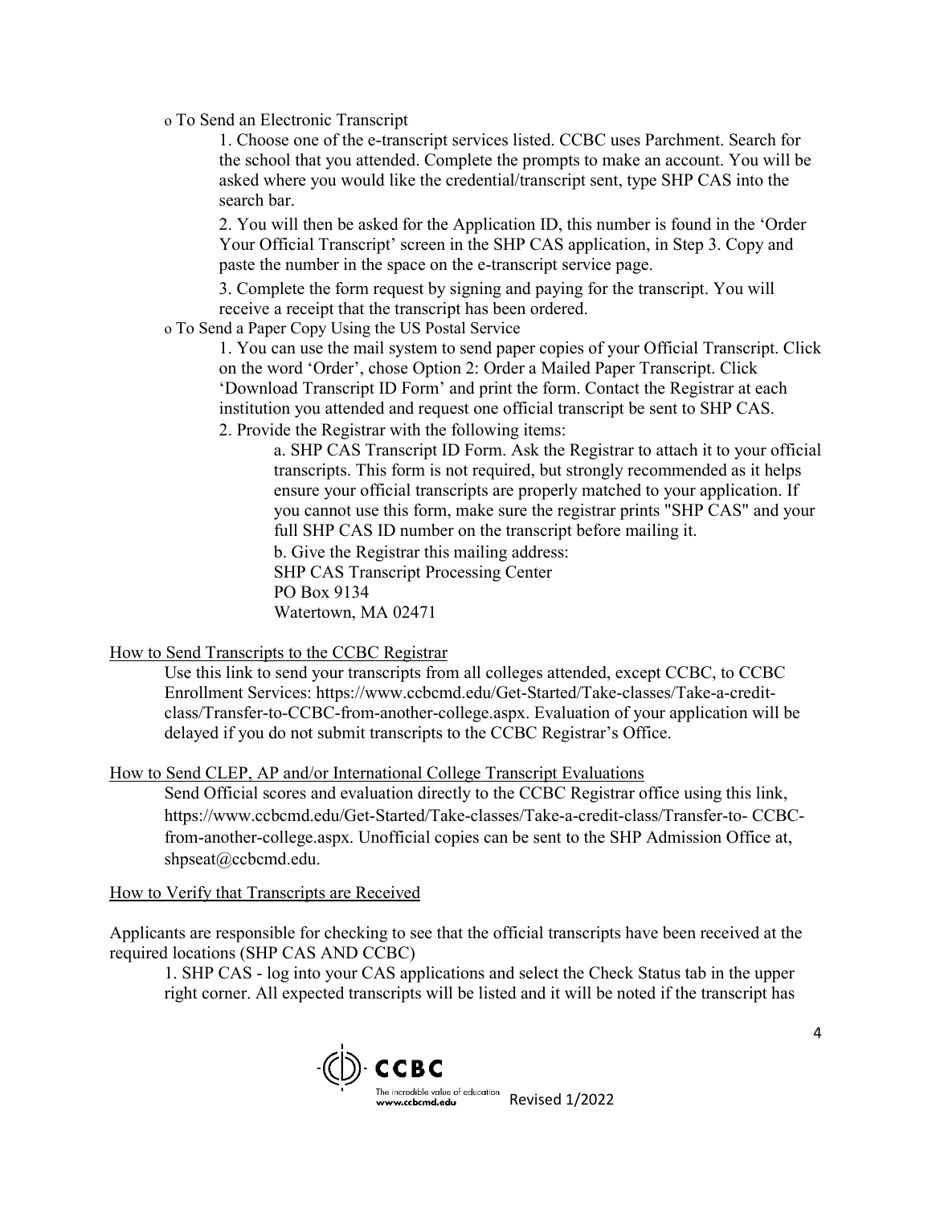- To Send an Electronic Transcript

  1. Choose one of the e-transcript services listed. CCBC uses Parchment. Search for the school that you attended. Complete the prompts to make an account. You will be asked where you would like the credential/transcript sent, type SHP CAS into the search bar.

  2. You will then be asked for the Application ID, this number is found in the 'Order Your Official Transcript' screen in the SHP CAS application, in Step 3. Copy and paste the number in the space on the e-transcript service page.

  3. Complete the form request by signing and paying for the transcript. You will receive a receipt that the transcript has been ordered.

- To Send a Paper Copy Using the US Postal Service

  1. You can use the mail system to send paper copies of your Official Transcript. Click on the word 'Order', chose Option 2: Order a Mailed Paper Transcript. Click 'Download Transcript ID Form' and print the form. Contact the Registrar at each institution you attended and request one official transcript be sent to SHP CAS.

  2. Provide the Registrar with the following items:

     a. SHP CAS Transcript ID Form. Ask the Registrar to attach it to your official transcripts. This form is not required, but strongly recommended as it helps ensure your official transcripts are properly matched to your application. If you cannot use this form, make sure the registrar prints "SHP CAS" and your full SHP CAS ID number on the transcript before mailing it.

     b. Give the Registrar this mailing address:
     SHP CAS Transcript Processing Center
     PO Box 9134
     Watertown, MA 02471

## How to Send Transcripts to the CCBC Registrar

Use this link to send your transcripts from all colleges attended, except CCBC, to CCBC Enrollment Services: https://www.ccbcmd.edu/Get-Started/Take-classes/Take-a-credit-class/Transfer-to-CCBC-from-another-college.aspx. Evaluation of your application will be delayed if you do not submit transcripts to the CCBC Registrar's Office.

## How to Send CLEP, AP and/or International College Transcript Evaluations

Send Official scores and evaluation directly to the CCBC Registrar office using this link, https://www.ccbcmd.edu/Get-Started/Take-classes/Take-a-credit-class/Transfer-to- CCBC-from-another-college.aspx. Unofficial copies can be sent to the SHP Admission Office at, shpseat@ccbcmd.edu.

## How to Verify that Transcripts are Received

Applicants are responsible for checking to see that the official transcripts have been received at the required locations (SHP CAS AND CCBC)

1. SHP CAS - log into your CAS applications and select the Check Status tab in the upper right corner. All expected transcripts will be listed and it will be noted if the transcript has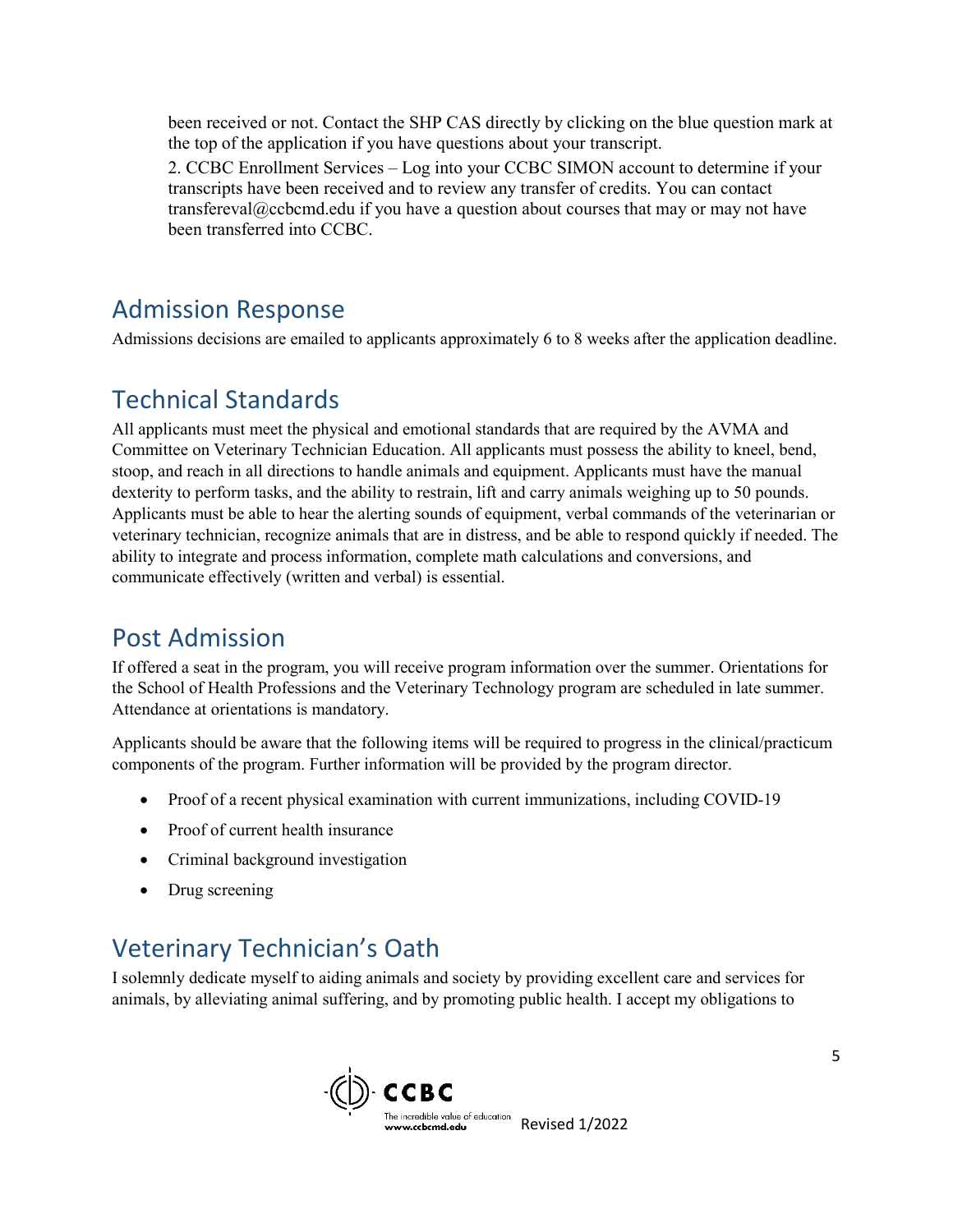been received or not. Contact the SHP CAS directly by clicking on the blue question mark at the top of the application if you have questions about your transcript.

2. CCBC Enrollment Services – Log into your CCBC SIMON account to determine if your transcripts have been received and to review any transfer of credits. You can contact transfereval@ccbcmd.edu if you have a question about courses that may or may not have been transferred into CCBC.

## Admission Response

Admissions decisions are emailed to applicants approximately 6 to 8 weeks after the application deadline.

## Technical Standards

All applicants must meet the physical and emotional standards that are required by the AVMA and Committee on Veterinary Technician Education. All applicants must possess the ability to kneel, bend, stoop, and reach in all directions to handle animals and equipment. Applicants must have the manual dexterity to perform tasks, and the ability to restrain, lift and carry animals weighing up to 50 pounds. Applicants must be able to hear the alerting sounds of equipment, verbal commands of the veterinarian or veterinary technician, recognize animals that are in distress, and be able to respond quickly if needed. The ability to integrate and process information, complete math calculations and conversions, and communicate effectively (written and verbal) is essential.

## Post Admission

If offered a seat in the program, you will receive program information over the summer. Orientations for the School of Health Professions and the Veterinary Technology program are scheduled in late summer. Attendance at orientations is mandatory.

Applicants should be aware that the following items will be required to progress in the clinical/practicum components of the program. Further information will be provided by the program director.

- Proof of a recent physical examination with current immunizations, including COVID-19
- Proof of current health insurance
- Criminal background investigation
- Drug screening

## Veterinary Technician's Oath

I solemnly dedicate myself to aiding animals and society by providing excellent care and services for animals, by alleviating animal suffering, and by promoting public health. I accept my obligations to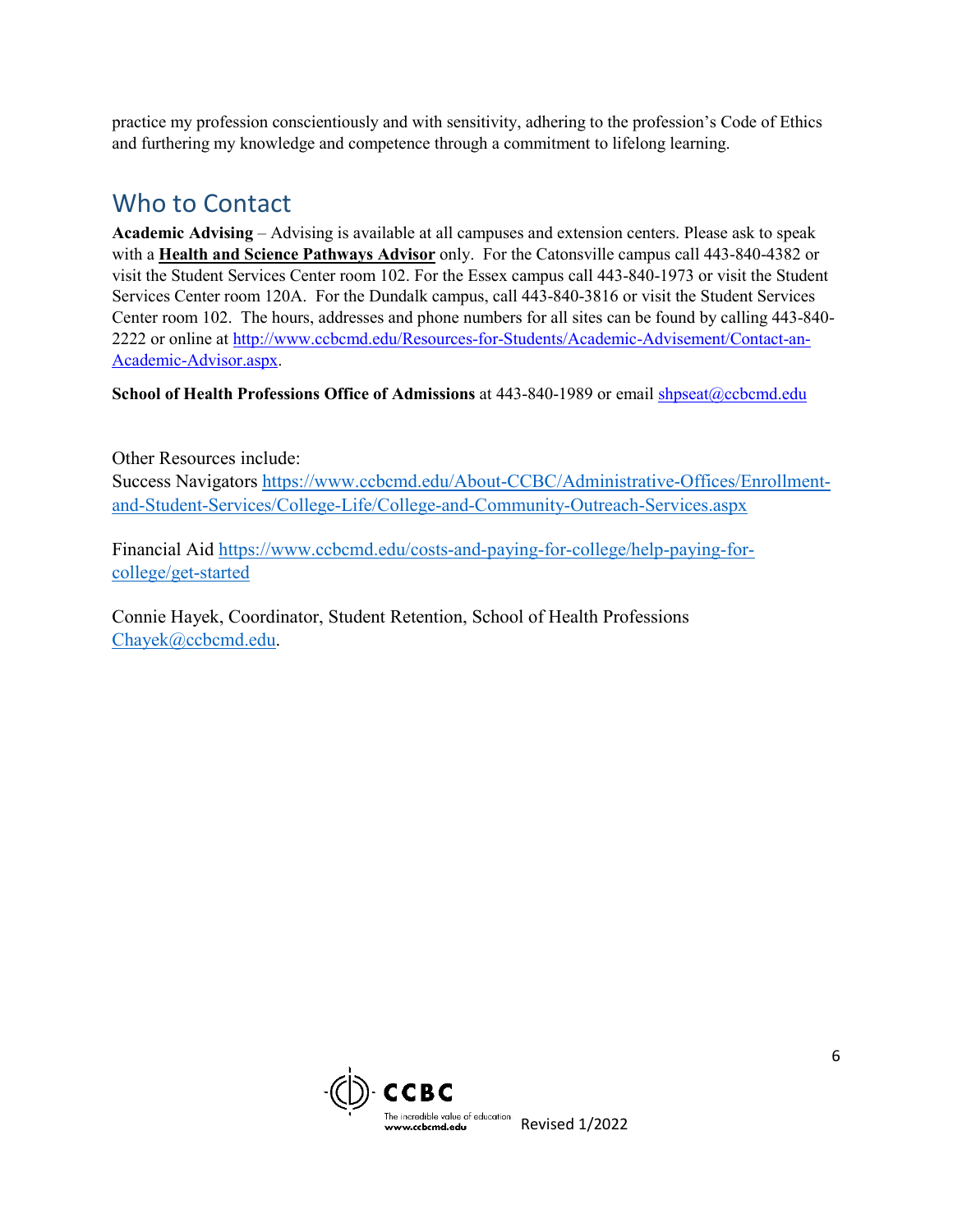practice my profession conscientiously and with sensitivity, adhering to the profession's Code of Ethics and furthering my knowledge and competence through a commitment to lifelong learning.

## Who to Contact

**Academic Advising** – Advising is available at all campuses and extension centers. Please ask to speak with a **Health and Science Pathways Advisor** only. For the Catonsville campus call 443-840-4382 or visit the Student Services Center room 102. For the Essex campus call 443-840-1973 or visit the Student Services Center room 120A. For the Dundalk campus, call 443-840-3816 or visit the Student Services Center room 102. The hours, addresses and phone numbers for all sites can be found by calling 443-840-2222 or online at http://www.ccbcmd.edu/Resources-for-Students/Academic-Advisement/Contact-an-Academic-Advisor.aspx.

**School of Health Professions Office of Admissions** at 443-840-1989 or email shpseat@ccbcmd.edu

Other Resources include:
Success Navigators https://www.ccbcmd.edu/About-CCBC/Administrative-Offices/Enrollment-and-Student-Services/College-Life/College-and-Community-Outreach-Services.aspx

Financial Aid https://www.ccbcmd.edu/costs-and-paying-for-college/help-paying-for-college/get-started

Connie Hayek, Coordinator, Student Retention, School of Health Professions
Chayek@ccbcmd.edu.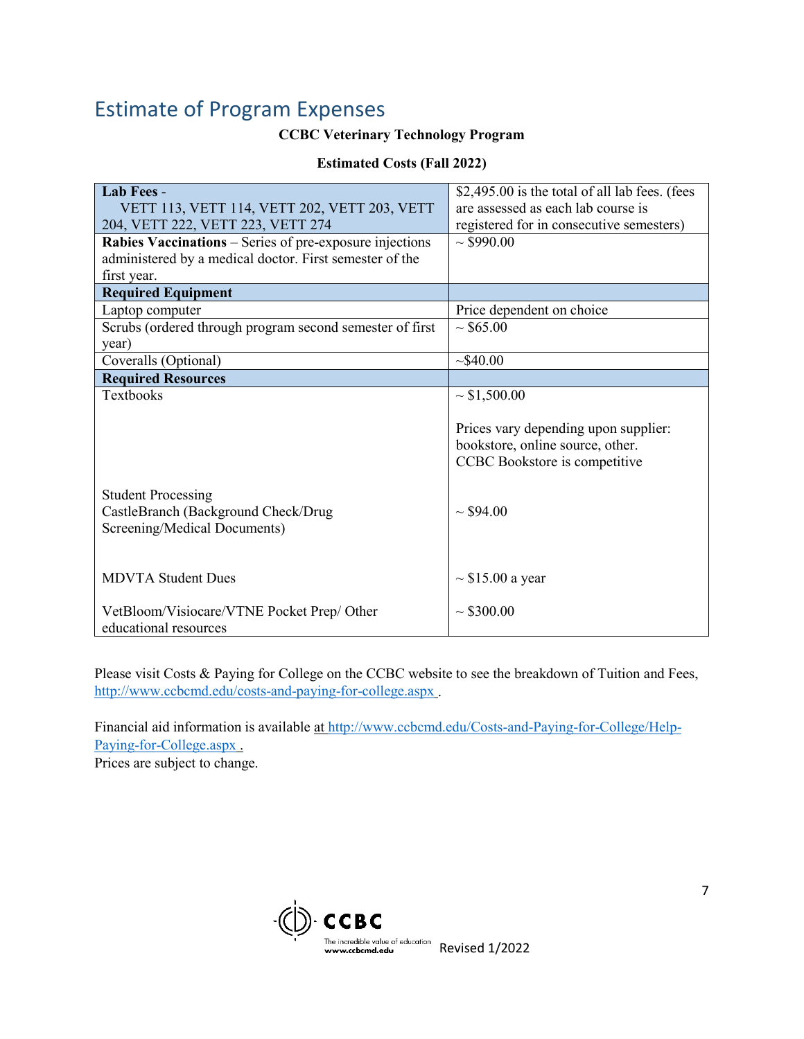# Estimate of Program Expenses

**CCBC Veterinary Technology Program**

**Estimated Costs (Fall 2022)**

| **Lab Fees** - VETT 113, VETT 114, VETT 202, VETT 203, VETT 204, VETT 222, VETT 223, VETT 274 | $2,495.00 is the total of all lab fees. (fees are assessed as each lab course is registered for in consecutive semesters) |
|---|---|
| **Rabies Vaccinations** – Series of pre-exposure injections administered by a medical doctor. First semester of the first year. | ~ $990.00 |
| **Required Equipment** | |
| Laptop computer | Price dependent on choice |
| Scrubs (ordered through program second semester of first year) | ~ $65.00 |
| Coveralls (Optional) | ~$40.00 |
| **Required Resources** | |
| Textbooks | ~ $1,500.00<br><br>Prices vary depending upon supplier: bookstore, online source, other. CCBC Bookstore is competitive |
| Student Processing<br>CastleBranch (Background Check/Drug Screening/Medical Documents) | ~ $94.00 |
| MDVTA Student Dues | ~ $15.00 a year |
| VetBloom/Visiocare/VTNE Pocket Prep/ Other educational resources | ~ $300.00 |

Please visit Costs & Paying for College on the CCBC website to see the breakdown of Tuition and Fees, http://www.ccbcmd.edu/costs-and-paying-for-college.aspx .

Financial aid information is available at http://www.ccbcmd.edu/Costs-and-Paying-for-College/Help-Paying-for-College.aspx .
Prices are subject to change.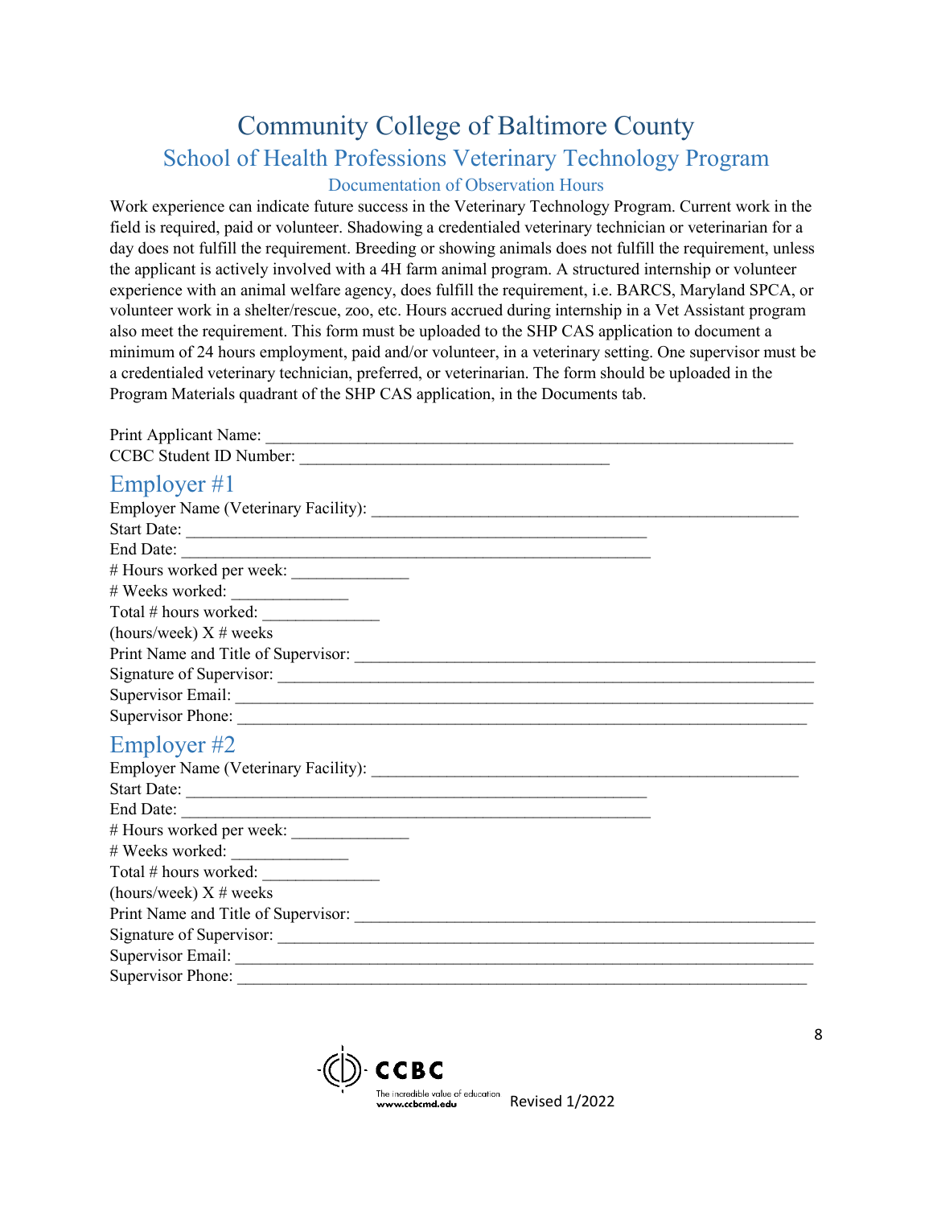# Community College of Baltimore County

## School of Health Professions Veterinary Technology Program

### Documentation of Observation Hours

Work experience can indicate future success in the Veterinary Technology Program. Current work in the field is required, paid or volunteer. Shadowing a credentialed veterinary technician or veterinarian for a day does not fulfill the requirement. Breeding or showing animals does not fulfill the requirement, unless the applicant is actively involved with a 4H farm animal program. A structured internship or volunteer experience with an animal welfare agency, does fulfill the requirement, i.e. BARCS, Maryland SPCA, or volunteer work in a shelter/rescue, zoo, etc. Hours accrued during internship in a Vet Assistant program also meet the requirement. This form must be uploaded to the SHP CAS application to document a minimum of 24 hours employment, paid and/or volunteer, in a veterinary setting. One supervisor must be a credentialed veterinary technician, preferred, or veterinarian. The form should be uploaded in the Program Materials quadrant of the SHP CAS application, in the Documents tab.

Print Applicant Name: ______________________________________________________________

CCBC Student ID Number: ____________________________________

## Employer #1

Employer Name (Veterinary Facility): __________________________________________________

Start Date: ______________________________________________________

End Date: ______________________________________________________

# Hours worked per week: _____________

# Weeks worked: _____________

Total # hours worked: _____________

(hours/week) X # weeks

Print Name and Title of Supervisor: ______________________________________________________

Signature of Supervisor: ______________________________________________________________

Supervisor Email: ____________________________________________________________________

Supervisor Phone: ___________________________________________________________________

## Employer #2

Employer Name (Veterinary Facility): __________________________________________________

Start Date: ______________________________________________________

End Date: ______________________________________________________

# Hours worked per week: _____________

# Weeks worked: _____________

Total # hours worked: _____________

(hours/week) X # weeks

Print Name and Title of Supervisor: ______________________________________________________

Signature of Supervisor: ______________________________________________________________

Supervisor Email: ____________________________________________________________________

Supervisor Phone: ___________________________________________________________________

CCBC
The incredible value of education
www.ccbcmd.edu

Revised 1/2022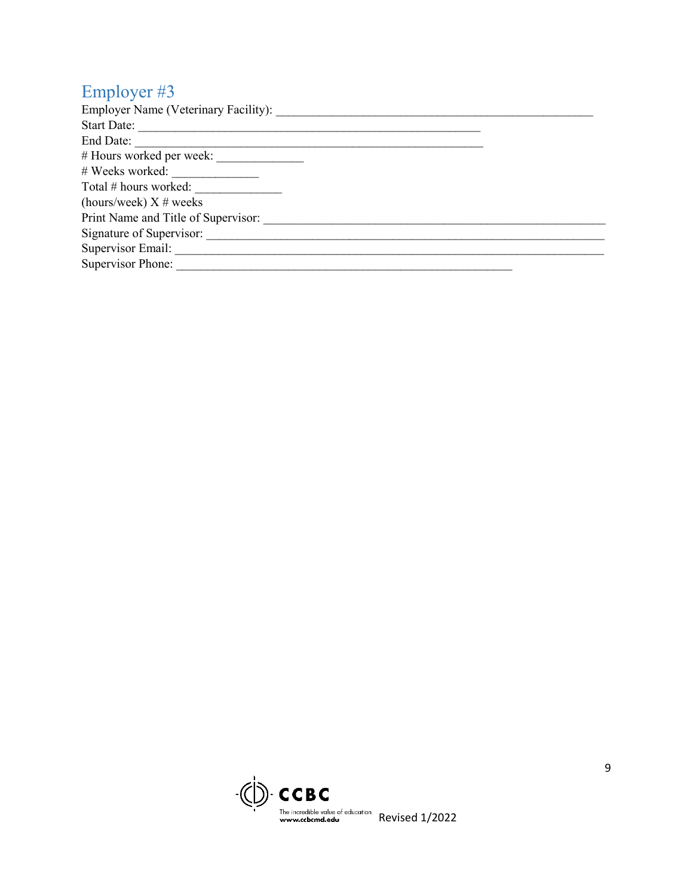## Employer #3

Employer Name (Veterinary Facility): ____________________________________________________

Start Date: ________________________________________________________

End Date: _________________________________________________________

# Hours worked per week: _____________

# Weeks worked: _____________

Total # hours worked: _____________

(hours/week) X # weeks

Print Name and Title of Supervisor: ______________________________________________________

Signature of Supervisor: ____________________________________________________________

Supervisor Email: _________________________________________________________________

Supervisor Phone: ______________________________________________________

CCBC
The incredible value of education
www.ccbcmd.edu

Revised 1/2022